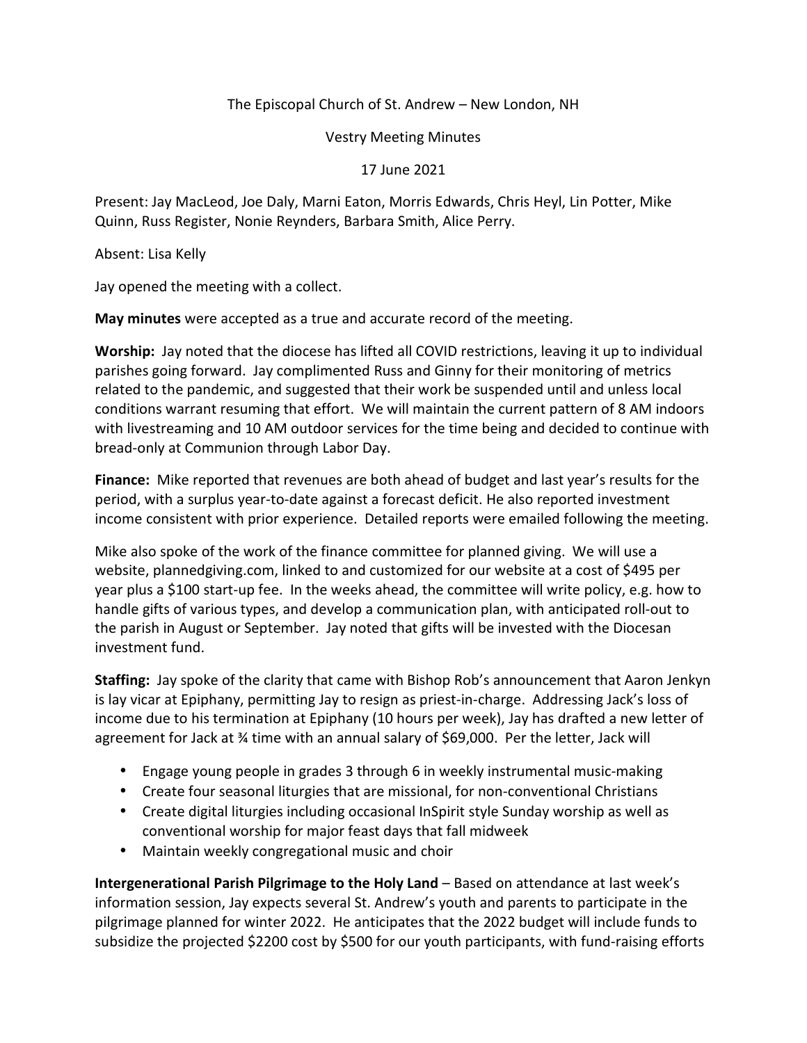The Episcopal Church of St. Andrew – New London, NH

Vestry Meeting Minutes

17 June 2021

Present: Jay MacLeod, Joe Daly, Marni Eaton, Morris Edwards, Chris Heyl, Lin Potter, Mike Quinn, Russ Register, Nonie Reynders, Barbara Smith, Alice Perry.

Absent: Lisa Kelly

Jay opened the meeting with a collect.

**May minutes** were accepted as a true and accurate record of the meeting.

**Worship:** Jay noted that the diocese has lifted all COVID restrictions, leaving it up to individual parishes going forward. Jay complimented Russ and Ginny for their monitoring of metrics related to the pandemic, and suggested that their work be suspended until and unless local conditions warrant resuming that effort. We will maintain the current pattern of 8 AM indoors with livestreaming and 10 AM outdoor services for the time being and decided to continue with bread-only at Communion through Labor Day.

**Finance:** Mike reported that revenues are both ahead of budget and last year's results for the period, with a surplus year-to-date against a forecast deficit. He also reported investment income consistent with prior experience. Detailed reports were emailed following the meeting.

Mike also spoke of the work of the finance committee for planned giving. We will use a website, plannedgiving.com, linked to and customized for our website at a cost of $495 per year plus a $100 start-up fee. In the weeks ahead, the committee will write policy, e.g. how to handle gifts of various types, and develop a communication plan, with anticipated roll-out to the parish in August or September. Jay noted that gifts will be invested with the Diocesan investment fund.

**Staffing:** Jay spoke of the clarity that came with Bishop Rob's announcement that Aaron Jenkyn is lay vicar at Epiphany, permitting Jay to resign as priest-in-charge. Addressing Jack's loss of income due to his termination at Epiphany (10 hours per week), Jay has drafted a new letter of agreement for Jack at ¾ time with an annual salary of $69,000. Per the letter, Jack will

- Engage young people in grades 3 through 6 in weekly instrumental music-making
- Create four seasonal liturgies that are missional, for non-conventional Christians
- Create digital liturgies including occasional InSpirit style Sunday worship as well as conventional worship for major feast days that fall midweek
- Maintain weekly congregational music and choir

**Intergenerational Parish Pilgrimage to the Holy Land** – Based on attendance at last week's information session, Jay expects several St. Andrew's youth and parents to participate in the pilgrimage planned for winter 2022. He anticipates that the 2022 budget will include funds to subsidize the projected $2200 cost by $500 for our youth participants, with fund-raising efforts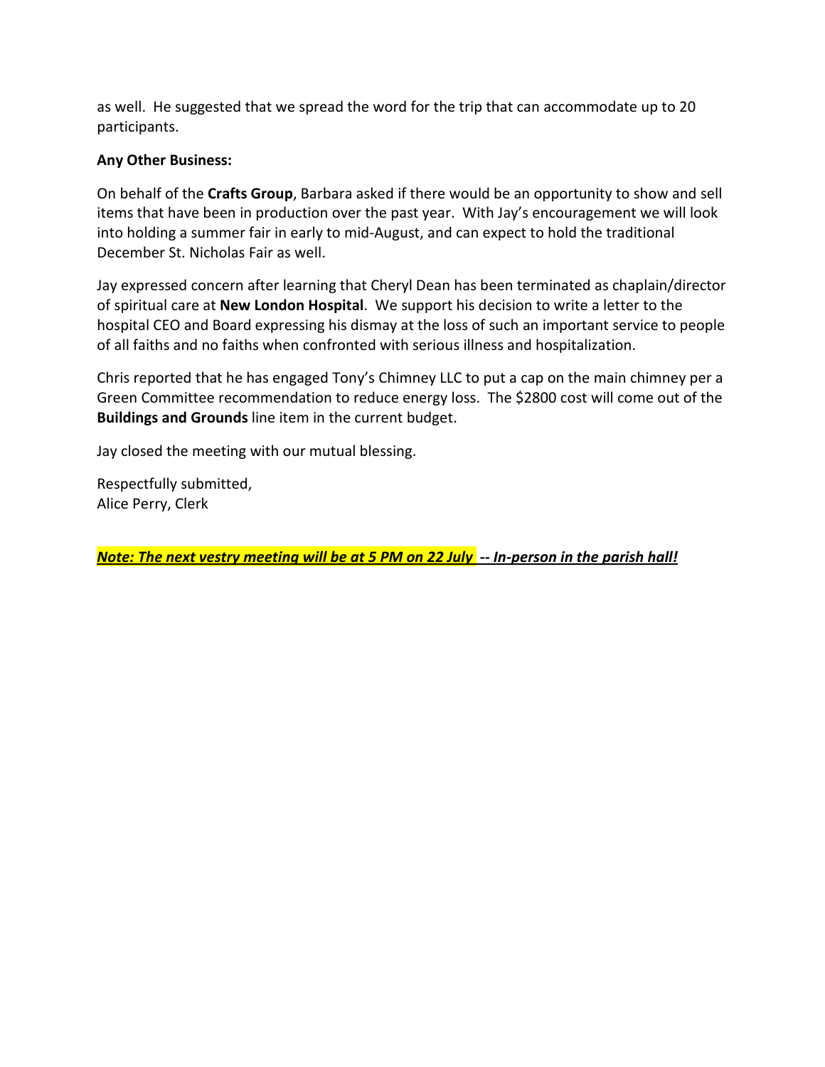as well. He suggested that we spread the word for the trip that can accommodate up to 20 participants.

**Any Other Business:**

On behalf of the **Crafts Group**, Barbara asked if there would be an opportunity to show and sell items that have been in production over the past year. With Jay's encouragement we will look into holding a summer fair in early to mid-August, and can expect to hold the traditional December St. Nicholas Fair as well.

Jay expressed concern after learning that Cheryl Dean has been terminated as chaplain/director of spiritual care at **New London Hospital**. We support his decision to write a letter to the hospital CEO and Board expressing his dismay at the loss of such an important service to people of all faiths and no faiths when confronted with serious illness and hospitalization.

Chris reported that he has engaged Tony's Chimney LLC to put a cap on the main chimney per a Green Committee recommendation to reduce energy loss. The $2800 cost will come out of the **Buildings and Grounds** line item in the current budget.

Jay closed the meeting with our mutual blessing.

Respectfully submitted,
Alice Perry, Clerk

***Note: The next vestry meeting will be at 5 PM on 22 July -- In-person in the parish hall!***